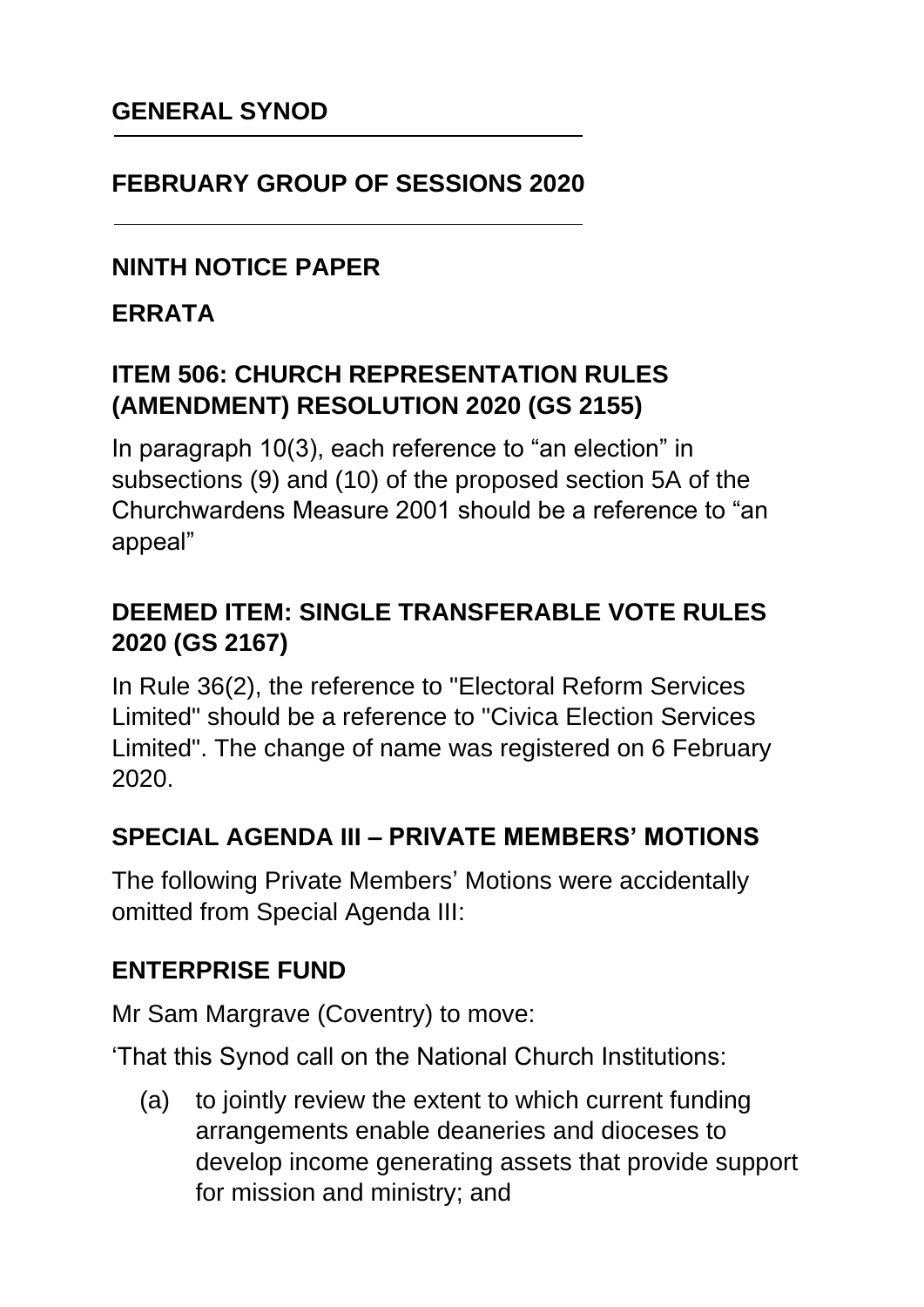**GENERAL SYNOD**

**FEBRUARY GROUP OF SESSIONS 2020**

**NINTH NOTICE PAPER**

**ERRATA**

**ITEM 506: CHURCH REPRESENTATION RULES (AMENDMENT) RESOLUTION 2020 (GS 2155)**

In paragraph 10(3), each reference to "an election" in subsections (9) and (10) of the proposed section 5A of the Churchwardens Measure 2001 should be a reference to "an appeal"

**DEEMED ITEM: SINGLE TRANSFERABLE VOTE RULES 2020 (GS 2167)**

In Rule 36(2), the reference to "Electoral Reform Services Limited" should be a reference to "Civica Election Services Limited". The change of name was registered on 6 February 2020.

**SPECIAL AGENDA III – PRIVATE MEMBERS' MOTIONS**

The following Private Members' Motions were accidentally omitted from Special Agenda III:

**ENTERPRISE FUND**

Mr Sam Margrave (Coventry) to move:

'That this Synod call on the National Church Institutions:

(a) to jointly review the extent to which current funding arrangements enable deaneries and dioceses to develop income generating assets that provide support for mission and ministry; and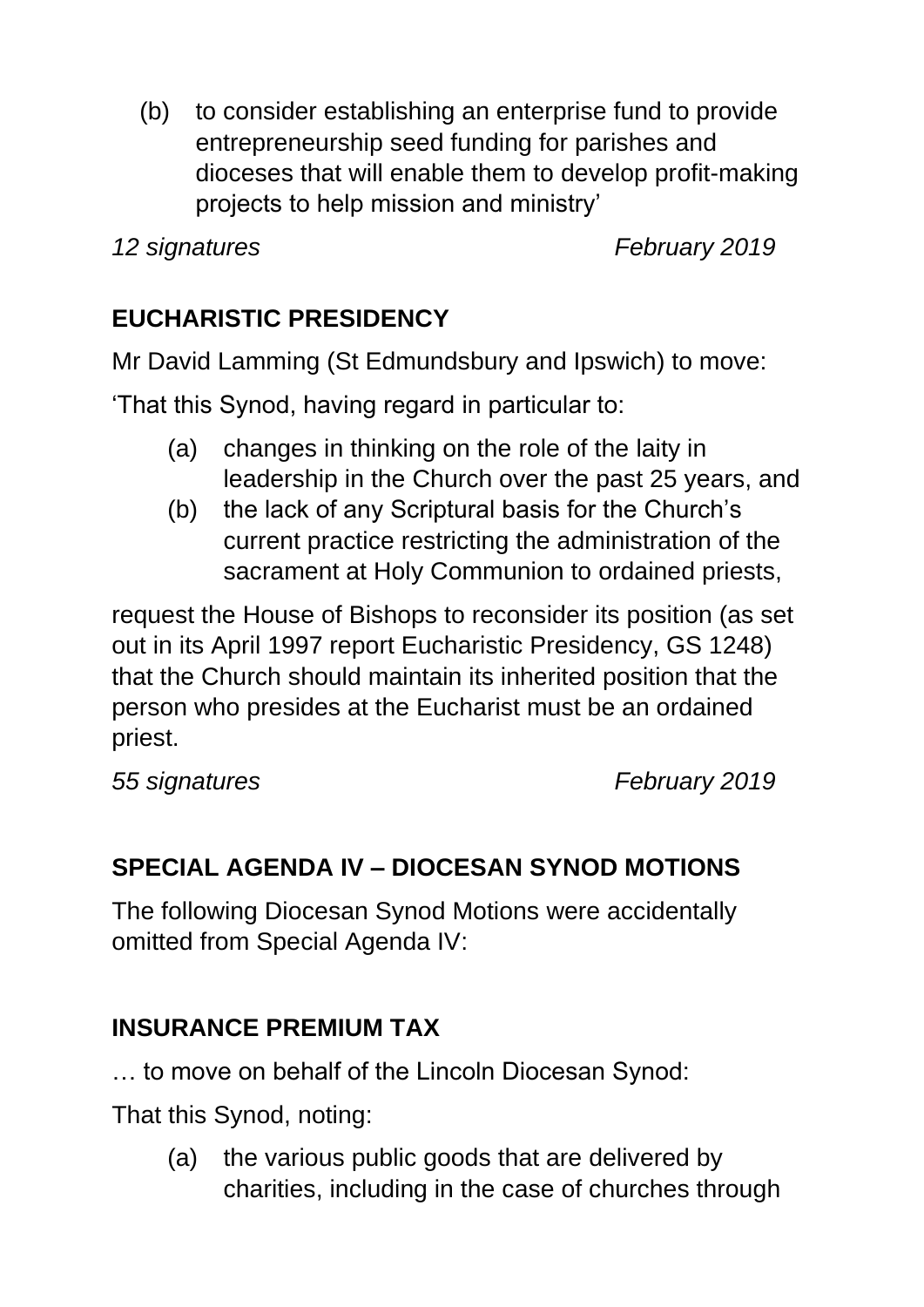(b) to consider establishing an enterprise fund to provide entrepreneurship seed funding for parishes and dioceses that will enable them to develop profit-making projects to help mission and ministry'

*12 signatures* *February 2019*

**EUCHARISTIC PRESIDENCY**

Mr David Lamming (St Edmundsbury and Ipswich) to move:

'That this Synod, having regard in particular to:

(a) changes in thinking on the role of the laity in leadership in the Church over the past 25 years, and

(b) the lack of any Scriptural basis for the Church's current practice restricting the administration of the sacrament at Holy Communion to ordained priests,

request the House of Bishops to reconsider its position (as set out in its April 1997 report Eucharistic Presidency, GS 1248) that the Church should maintain its inherited position that the person who presides at the Eucharist must be an ordained priest.

*55 signatures* *February 2019*

**SPECIAL AGENDA IV – DIOCESAN SYNOD MOTIONS**

The following Diocesan Synod Motions were accidentally omitted from Special Agenda IV:

**INSURANCE PREMIUM TAX**

… to move on behalf of the Lincoln Diocesan Synod:

That this Synod, noting:

(a) the various public goods that are delivered by charities, including in the case of churches through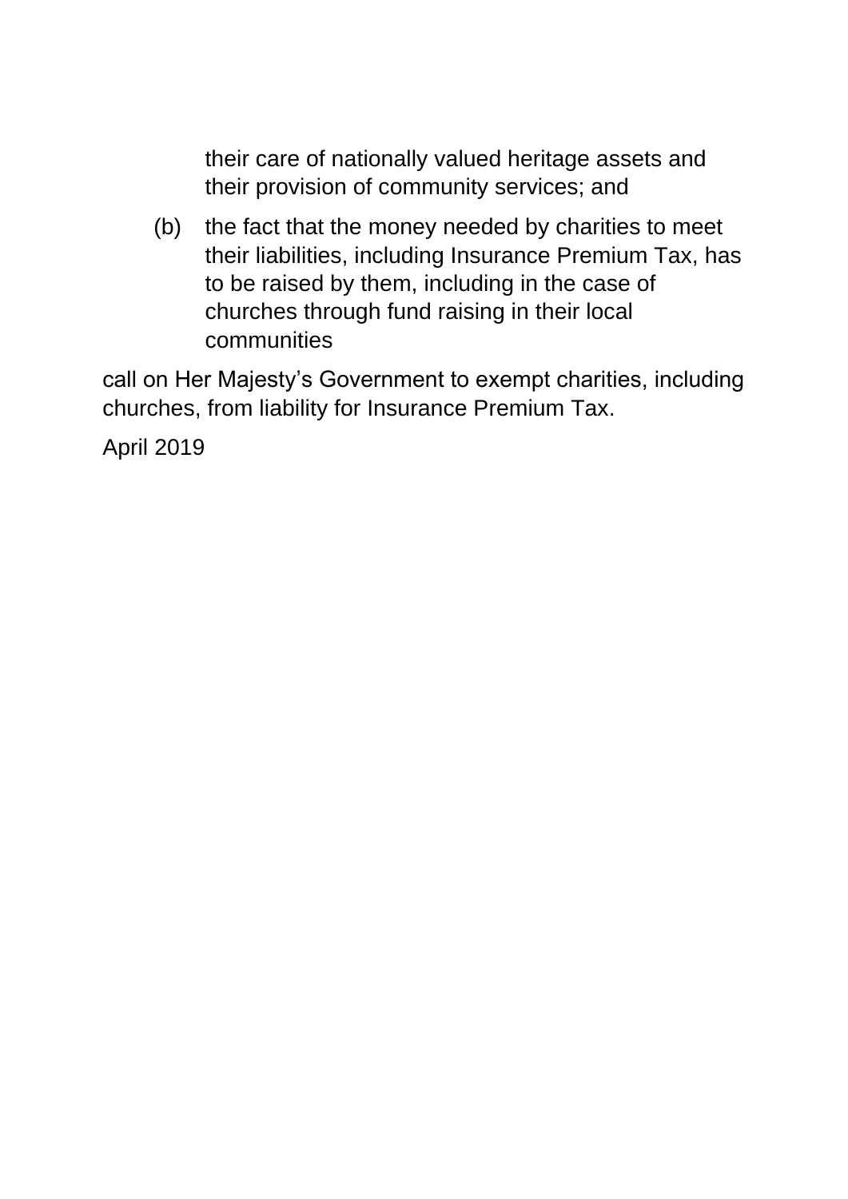their care of nationally valued heritage assets and their provision of community services; and

(b) the fact that the money needed by charities to meet their liabilities, including Insurance Premium Tax, has to be raised by them, including in the case of churches through fund raising in their local communities

call on Her Majesty's Government to exempt charities, including churches, from liability for Insurance Premium Tax.

April 2019